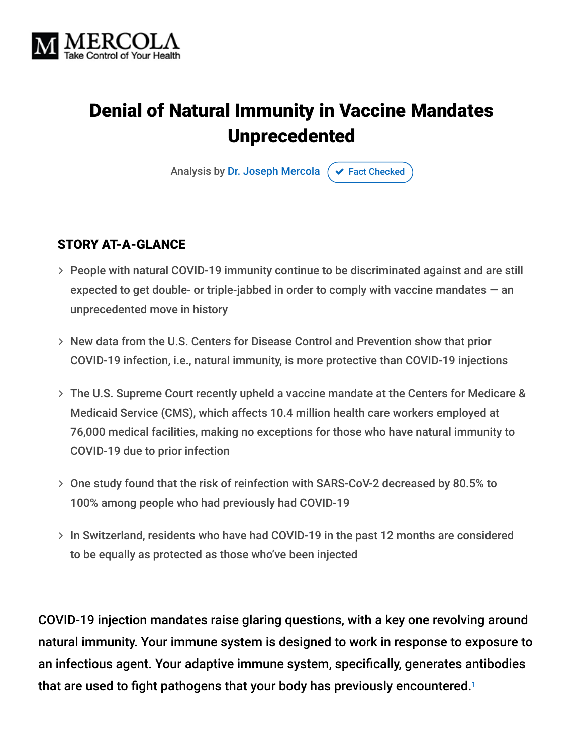MERCOLA
Take Control of Your Health

# Denial of Natural Immunity in Vaccine Mandates Unprecedented

Analysis by Dr. Joseph Mercola  Fact Checked

## STORY AT-A-GLANCE

- People with natural COVID-19 immunity continue to be discriminated against and are still expected to get double- or triple-jabbed in order to comply with vaccine mandates — an unprecedented move in history
- New data from the U.S. Centers for Disease Control and Prevention show that prior COVID-19 infection, i.e., natural immunity, is more protective than COVID-19 injections
- The U.S. Supreme Court recently upheld a vaccine mandate at the Centers for Medicare & Medicaid Service (CMS), which affects 10.4 million health care workers employed at 76,000 medical facilities, making no exceptions for those who have natural immunity to COVID-19 due to prior infection
- One study found that the risk of reinfection with SARS-CoV-2 decreased by 80.5% to 100% among people who had previously had COVID-19
- In Switzerland, residents who have had COVID-19 in the past 12 months are considered to be equally as protected as those who've been injected

COVID-19 injection mandates raise glaring questions, with a key one revolving around natural immunity. Your immune system is designed to work in response to exposure to an infectious agent. Your adaptive immune system, specifically, generates antibodies that are used to fight pathogens that your body has previously encountered.[1]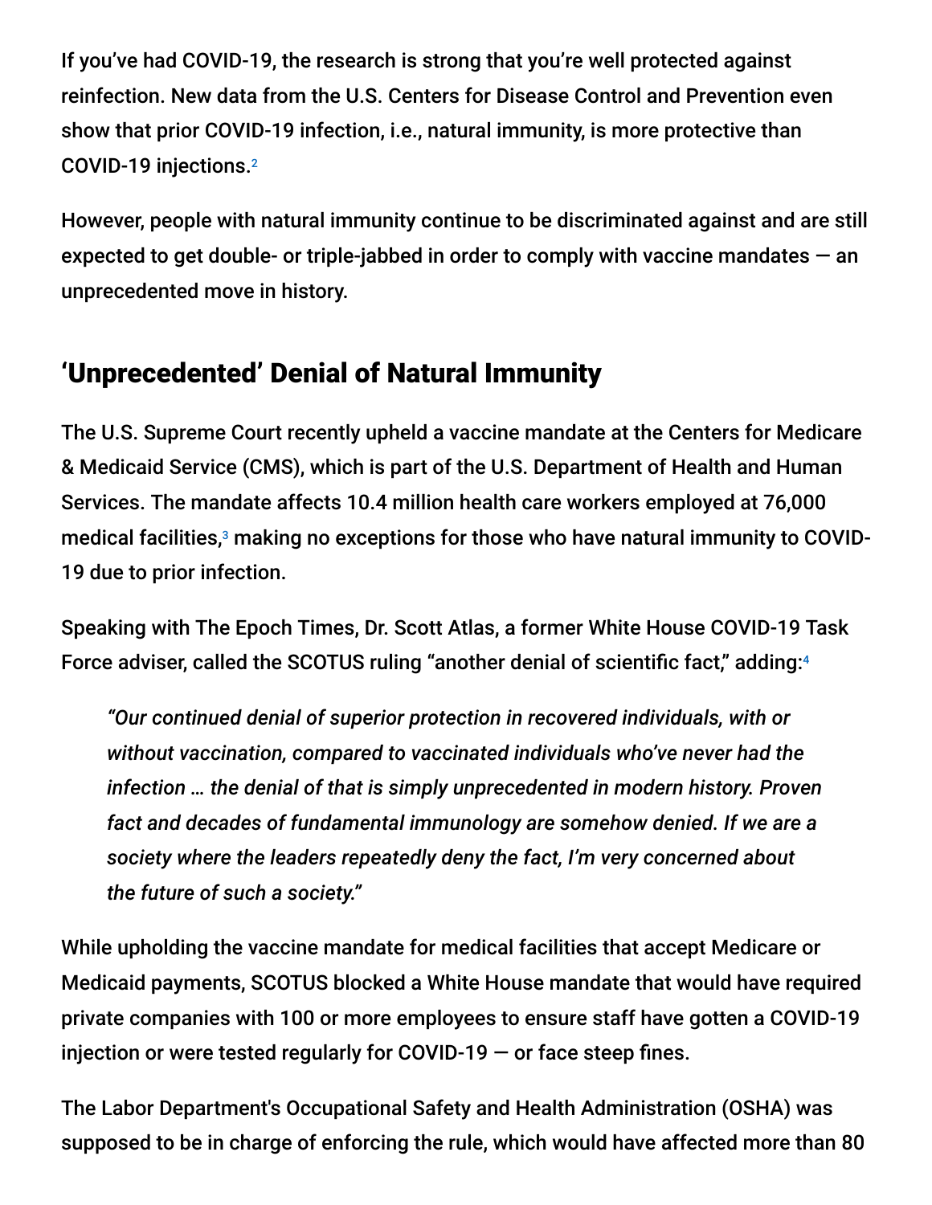If you've had COVID-19, the research is strong that you're well protected against reinfection. New data from the U.S. Centers for Disease Control and Prevention even show that prior COVID-19 infection, i.e., natural immunity, is more protective than COVID-19 injections.[2]

However, people with natural immunity continue to be discriminated against and are still expected to get double- or triple-jabbed in order to comply with vaccine mandates — an unprecedented move in history.

## 'Unprecedented' Denial of Natural Immunity

The U.S. Supreme Court recently upheld a vaccine mandate at the Centers for Medicare & Medicaid Service (CMS), which is part of the U.S. Department of Health and Human Services. The mandate affects 10.4 million health care workers employed at 76,000 medical facilities,[3] making no exceptions for those who have natural immunity to COVID-19 due to prior infection.

Speaking with The Epoch Times, Dr. Scott Atlas, a former White House COVID-19 Task Force adviser, called the SCOTUS ruling "another denial of scientific fact," adding:[4]

> *"Our continued denial of superior protection in recovered individuals, with or without vaccination, compared to vaccinated individuals who've never had the infection … the denial of that is simply unprecedented in modern history. Proven fact and decades of fundamental immunology are somehow denied. If we are a society where the leaders repeatedly deny the fact, I'm very concerned about the future of such a society."*

While upholding the vaccine mandate for medical facilities that accept Medicare or Medicaid payments, SCOTUS blocked a White House mandate that would have required private companies with 100 or more employees to ensure staff have gotten a COVID-19 injection or were tested regularly for COVID-19 — or face steep fines.

The Labor Department's Occupational Safety and Health Administration (OSHA) was supposed to be in charge of enforcing the rule, which would have affected more than 80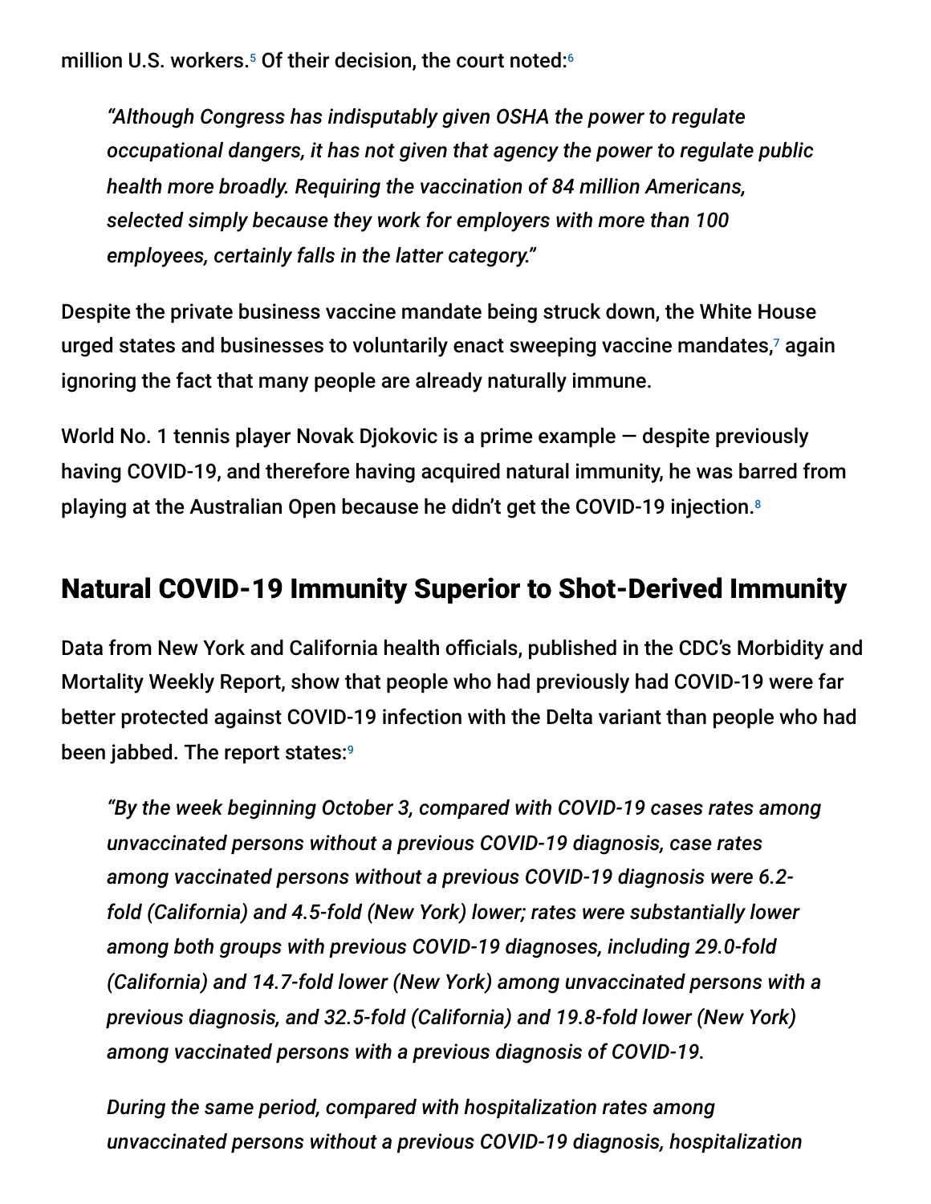million U.S. workers.[5] Of their decision, the court noted:[6]

> *"Although Congress has indisputably given OSHA the power to regulate occupational dangers, it has not given that agency the power to regulate public health more broadly. Requiring the vaccination of 84 million Americans, selected simply because they work for employers with more than 100 employees, certainly falls in the latter category."*

Despite the private business vaccine mandate being struck down, the White House urged states and businesses to voluntarily enact sweeping vaccine mandates,[7] again ignoring the fact that many people are already naturally immune.

World No. 1 tennis player Novak Djokovic is a prime example — despite previously having COVID-19, and therefore having acquired natural immunity, he was barred from playing at the Australian Open because he didn't get the COVID-19 injection.[8]

## Natural COVID-19 Immunity Superior to Shot-Derived Immunity

Data from New York and California health officials, published in the CDC's Morbidity and Mortality Weekly Report, show that people who had previously had COVID-19 were far better protected against COVID-19 infection with the Delta variant than people who had been jabbed. The report states:[9]

> *"By the week beginning October 3, compared with COVID-19 cases rates among unvaccinated persons without a previous COVID-19 diagnosis, case rates among vaccinated persons without a previous COVID-19 diagnosis were 6.2-fold (California) and 4.5-fold (New York) lower; rates were substantially lower among both groups with previous COVID-19 diagnoses, including 29.0-fold (California) and 14.7-fold lower (New York) among unvaccinated persons with a previous diagnosis, and 32.5-fold (California) and 19.8-fold lower (New York) among vaccinated persons with a previous diagnosis of COVID-19.*
>
> *During the same period, compared with hospitalization rates among unvaccinated persons without a previous COVID-19 diagnosis, hospitalization*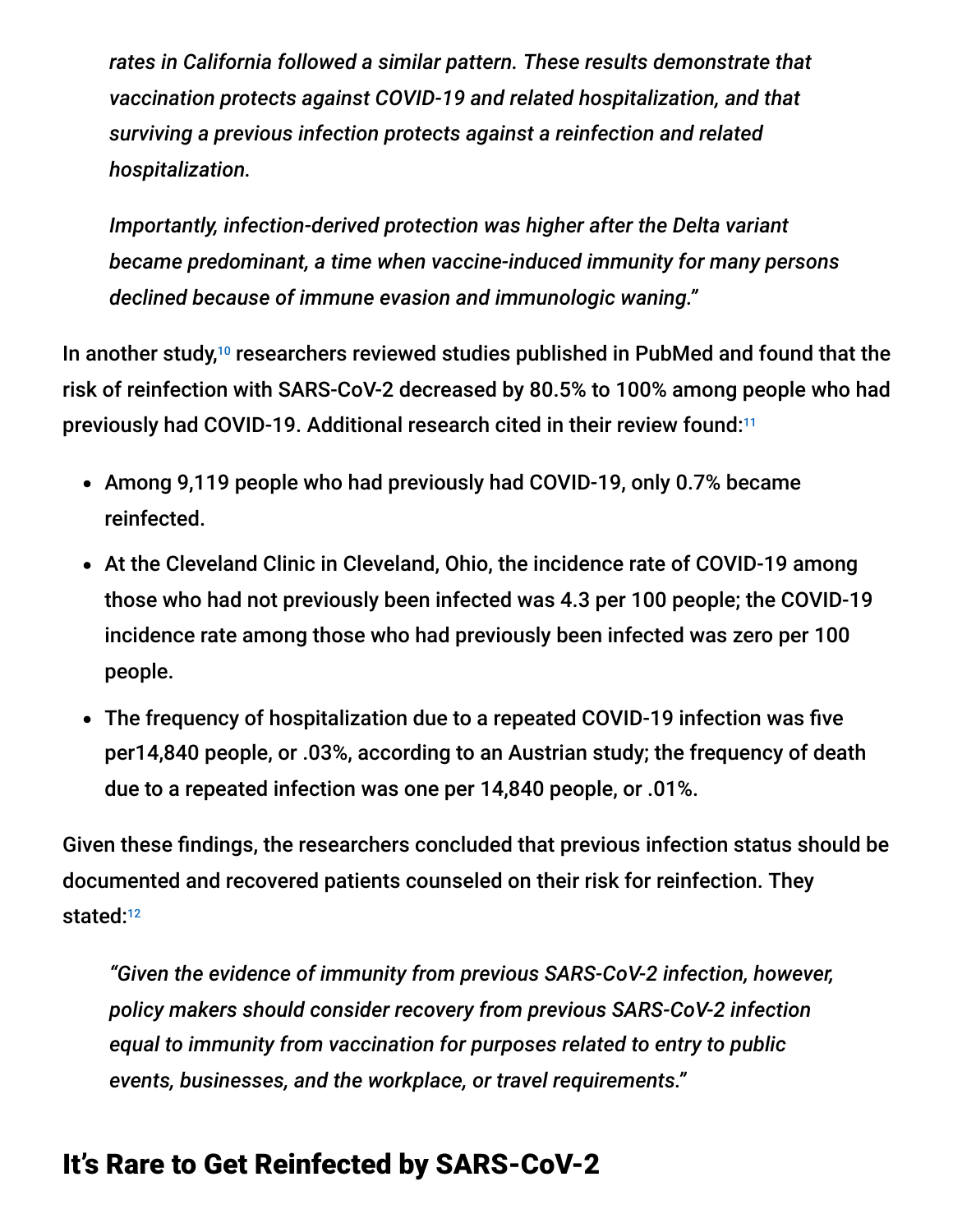*rates in California followed a similar pattern. These results demonstrate that vaccination protects against COVID-19 and related hospitalization, and that surviving a previous infection protects against a reinfection and related hospitalization.*

*Importantly, infection-derived protection was higher after the Delta variant became predominant, a time when vaccine-induced immunity for many persons declined because of immune evasion and immunologic waning."*

In another study,[10] researchers reviewed studies published in PubMed and found that the risk of reinfection with SARS-CoV-2 decreased by 80.5% to 100% among people who had previously had COVID-19. Additional research cited in their review found:[11]

- Among 9,119 people who had previously had COVID-19, only 0.7% became reinfected.
- At the Cleveland Clinic in Cleveland, Ohio, the incidence rate of COVID-19 among those who had not previously been infected was 4.3 per 100 people; the COVID-19 incidence rate among those who had previously been infected was zero per 100 people.
- The frequency of hospitalization due to a repeated COVID-19 infection was five per14,840 people, or .03%, according to an Austrian study; the frequency of death due to a repeated infection was one per 14,840 people, or .01%.

Given these findings, the researchers concluded that previous infection status should be documented and recovered patients counseled on their risk for reinfection. They stated:[12]

*"Given the evidence of immunity from previous SARS-CoV-2 infection, however, policy makers should consider recovery from previous SARS-CoV-2 infection equal to immunity from vaccination for purposes related to entry to public events, businesses, and the workplace, or travel requirements."*

## It's Rare to Get Reinfected by SARS-CoV-2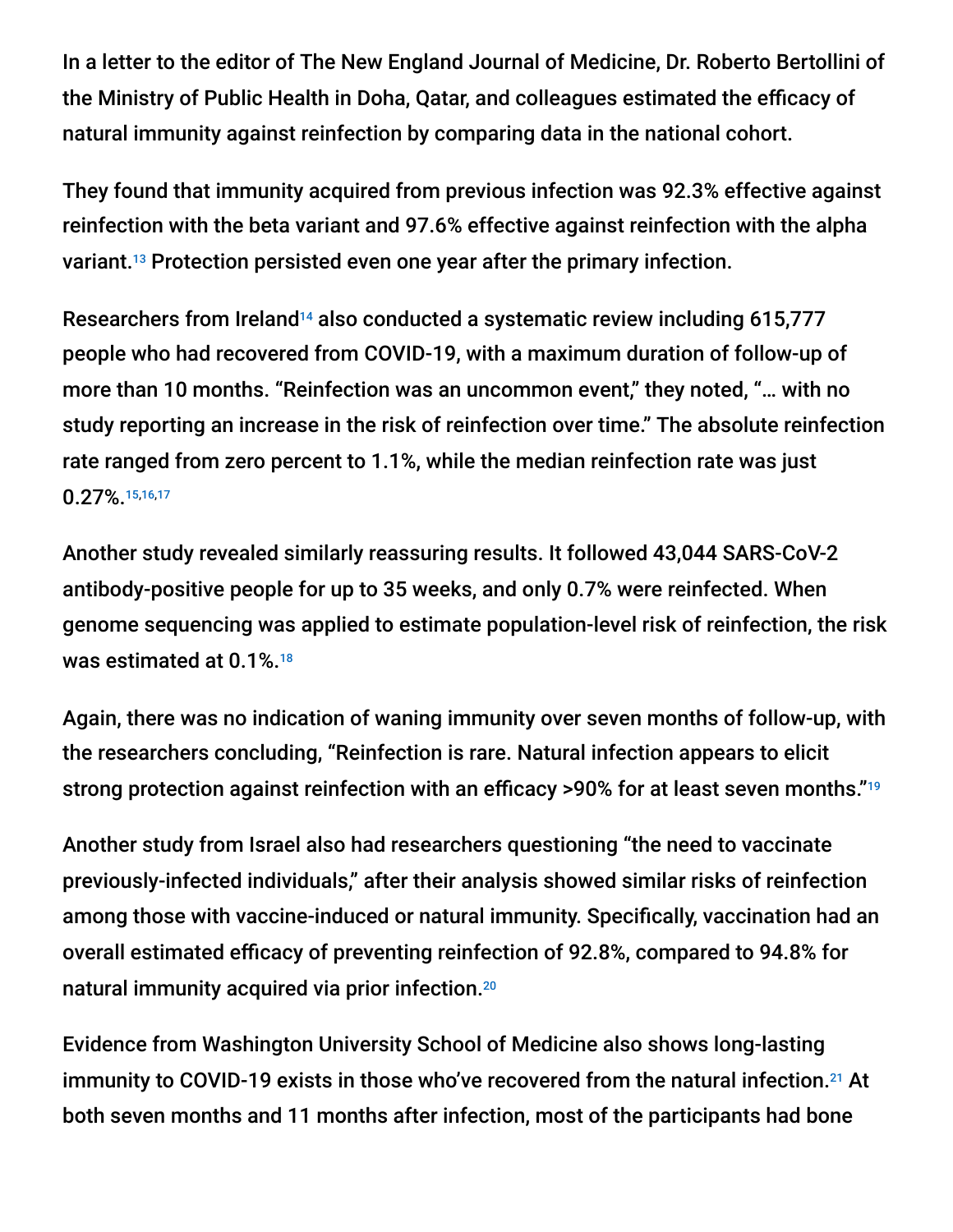In a letter to the editor of The New England Journal of Medicine, Dr. Roberto Bertollini of the Ministry of Public Health in Doha, Qatar, and colleagues estimated the efficacy of natural immunity against reinfection by comparing data in the national cohort.

They found that immunity acquired from previous infection was 92.3% effective against reinfection with the beta variant and 97.6% effective against reinfection with the alpha variant.[13] Protection persisted even one year after the primary infection.

Researchers from Ireland[14] also conducted a systematic review including 615,777 people who had recovered from COVID-19, with a maximum duration of follow-up of more than 10 months. "Reinfection was an uncommon event," they noted, "… with no study reporting an increase in the risk of reinfection over time." The absolute reinfection rate ranged from zero percent to 1.1%, while the median reinfection rate was just 0.27%.[15,16,17]

Another study revealed similarly reassuring results. It followed 43,044 SARS-CoV-2 antibody-positive people for up to 35 weeks, and only 0.7% were reinfected. When genome sequencing was applied to estimate population-level risk of reinfection, the risk was estimated at 0.1%.[18]

Again, there was no indication of waning immunity over seven months of follow-up, with the researchers concluding, "Reinfection is rare. Natural infection appears to elicit strong protection against reinfection with an efficacy >90% for at least seven months."[19]

Another study from Israel also had researchers questioning "the need to vaccinate previously-infected individuals," after their analysis showed similar risks of reinfection among those with vaccine-induced or natural immunity. Specifically, vaccination had an overall estimated efficacy of preventing reinfection of 92.8%, compared to 94.8% for natural immunity acquired via prior infection.[20]

Evidence from Washington University School of Medicine also shows long-lasting immunity to COVID-19 exists in those who've recovered from the natural infection.[21] At both seven months and 11 months after infection, most of the participants had bone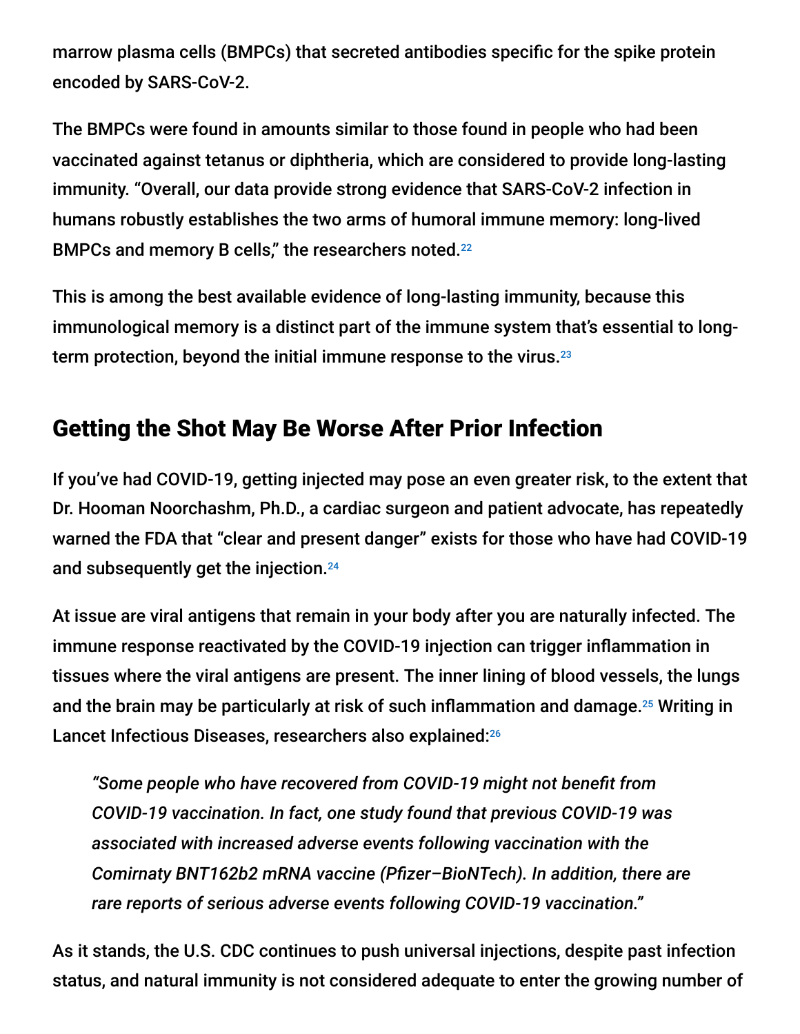marrow plasma cells (BMPCs) that secreted antibodies specific for the spike protein encoded by SARS-CoV-2.

The BMPCs were found in amounts similar to those found in people who had been vaccinated against tetanus or diphtheria, which are considered to provide long-lasting immunity. "Overall, our data provide strong evidence that SARS-CoV-2 infection in humans robustly establishes the two arms of humoral immune memory: long-lived BMPCs and memory B cells," the researchers noted.[22]

This is among the best available evidence of long-lasting immunity, because this immunological memory is a distinct part of the immune system that's essential to long-term protection, beyond the initial immune response to the virus.[23]

## Getting the Shot May Be Worse After Prior Infection

If you've had COVID-19, getting injected may pose an even greater risk, to the extent that Dr. Hooman Noorchashm, Ph.D., a cardiac surgeon and patient advocate, has repeatedly warned the FDA that "clear and present danger" exists for those who have had COVID-19 and subsequently get the injection.[24]

At issue are viral antigens that remain in your body after you are naturally infected. The immune response reactivated by the COVID-19 injection can trigger inflammation in tissues where the viral antigens are present. The inner lining of blood vessels, the lungs and the brain may be particularly at risk of such inflammation and damage.[25] Writing in Lancet Infectious Diseases, researchers also explained:[26]

> *"Some people who have recovered from COVID-19 might not benefit from COVID-19 vaccination. In fact, one study found that previous COVID-19 was associated with increased adverse events following vaccination with the Comirnaty BNT162b2 mRNA vaccine (Pfizer–BioNTech). In addition, there are rare reports of serious adverse events following COVID-19 vaccination."*

As it stands, the U.S. CDC continues to push universal injections, despite past infection status, and natural immunity is not considered adequate to enter the growing number of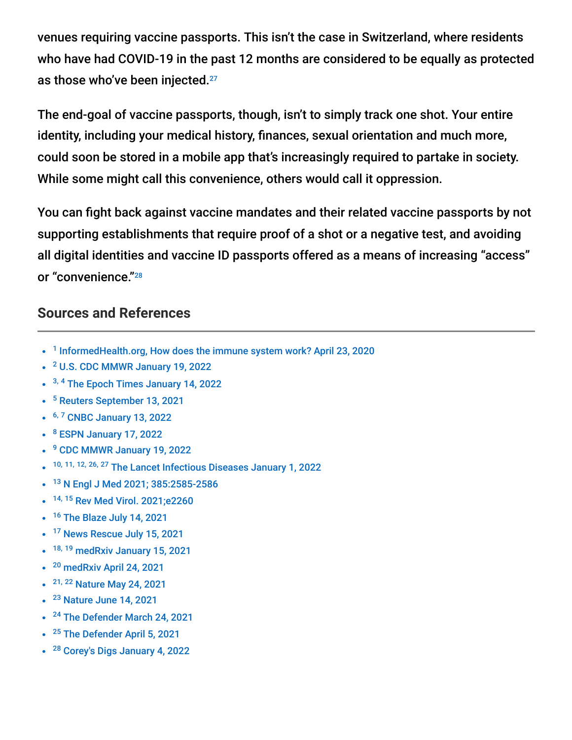venues requiring vaccine passports. This isn't the case in Switzerland, where residents who have had COVID-19 in the past 12 months are considered to be equally as protected as those who've been injected.[27]

The end-goal of vaccine passports, though, isn't to simply track one shot. Your entire identity, including your medical history, finances, sexual orientation and much more, could soon be stored in a mobile app that's increasingly required to partake in society. While some might call this convenience, others would call it oppression.

You can fight back against vaccine mandates and their related vaccine passports by not supporting establishments that require proof of a shot or a negative test, and avoiding all digital identities and vaccine ID passports offered as a means of increasing "access" or "convenience."[28]

## Sources and References

- [1] InformedHealth.org, How does the immune system work? April 23, 2020
- [2] U.S. CDC MMWR January 19, 2022
- [3, 4] The Epoch Times January 14, 2022
- [5] Reuters September 13, 2021
- [6, 7] CNBC January 13, 2022
- [8] ESPN January 17, 2022
- [9] CDC MMWR January 19, 2022
- [10, 11, 12, 26, 27] The Lancet Infectious Diseases January 1, 2022
- [13] N Engl J Med 2021; 385:2585-2586
- [14, 15] Rev Med Virol. 2021;e2260
- [16] The Blaze July 14, 2021
- [17] News Rescue July 15, 2021
- [18, 19] medRxiv January 15, 2021
- [20] medRxiv April 24, 2021
- [21, 22] Nature May 24, 2021
- [23] Nature June 14, 2021
- [24] The Defender March 24, 2021
- [25] The Defender April 5, 2021
- [28] Corey's Digs January 4, 2022